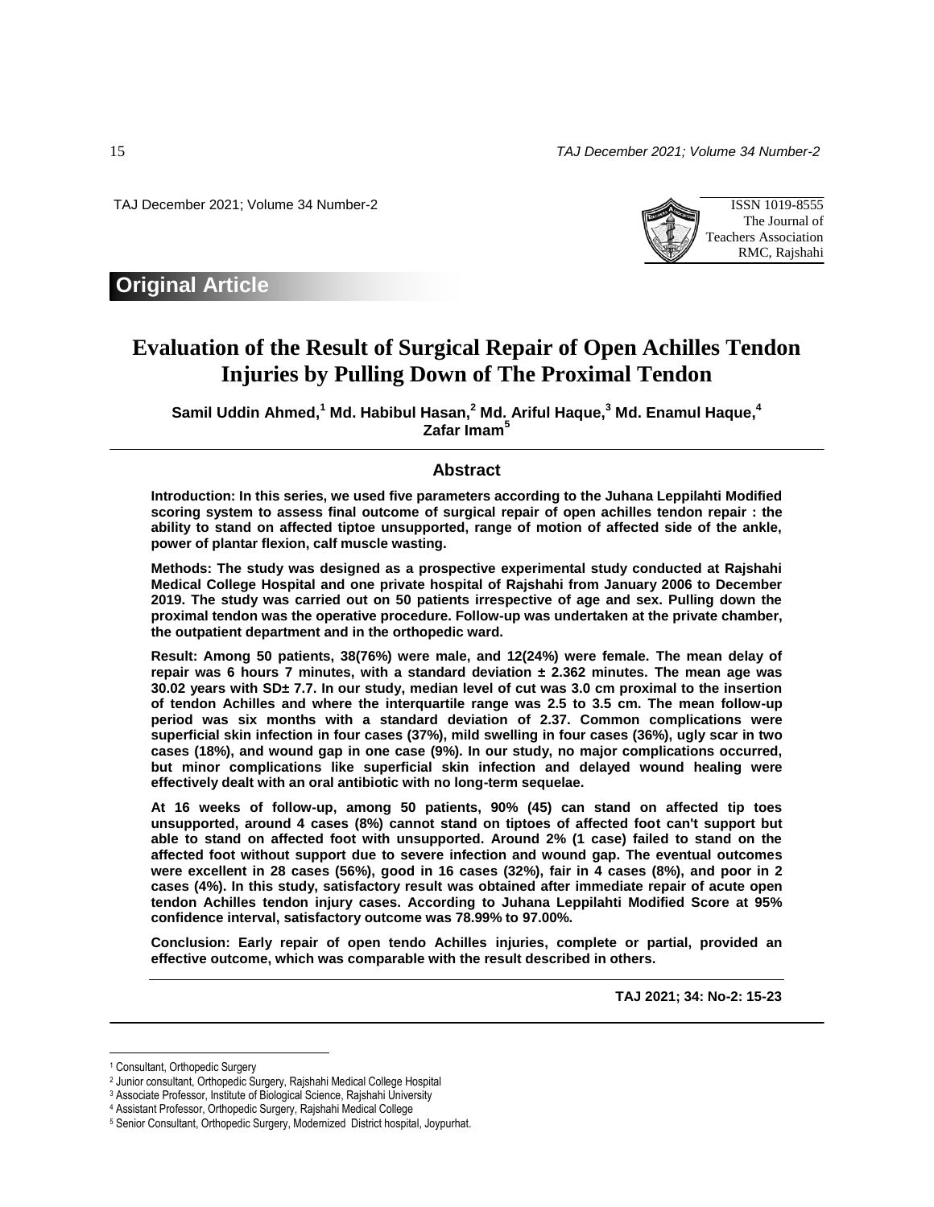Original Article

# Evaluation of the Result of Surgical Repair of Open Achilles Tendon Injuries by Pulling Down of The Proximal Tendon

**Samil Uddin Ahmed,[1] Md. Habibul Hasan,[2] Md. Ariful Haque,[3] Md. Enamul Haque,[4] Zafar Imam[5]**

## Abstract

**Introduction: In this series, we used five parameters according to the Juhana Leppilahti Modified scoring system to assess final outcome of surgical repair of open achilles tendon repair : the ability to stand on affected tiptoe unsupported, range of motion of affected side of the ankle, power of plantar flexion, calf muscle wasting.**

**Methods: The study was designed as a prospective experimental study conducted at Rajshahi Medical College Hospital and one private hospital of Rajshahi from January 2006 to December 2019. The study was carried out on 50 patients irrespective of age and sex. Pulling down the proximal tendon was the operative procedure. Follow-up was undertaken at the private chamber, the outpatient department and in the orthopedic ward.**

**Result: Among 50 patients, 38(76%) were male, and 12(24%) were female. The mean delay of repair was 6 hours 7 minutes, with a standard deviation ± 2.362 minutes. The mean age was 30.02 years with SD± 7.7. In our study, median level of cut was 3.0 cm proximal to the insertion of tendon Achilles and where the interquartile range was 2.5 to 3.5 cm. The mean follow-up period was six months with a standard deviation of 2.37. Common complications were superficial skin infection in four cases (37%), mild swelling in four cases (36%), ugly scar in two cases (18%), and wound gap in one case (9%). In our study, no major complications occurred, but minor complications like superficial skin infection and delayed wound healing were effectively dealt with an oral antibiotic with no long-term sequelae.**

**At 16 weeks of follow-up, among 50 patients, 90% (45) can stand on affected tip toes unsupported, around 4 cases (8%) cannot stand on tiptoes of affected foot can't support but able to stand on affected foot with unsupported. Around 2% (1 case) failed to stand on the affected foot without support due to severe infection and wound gap. The eventual outcomes were excellent in 28 cases (56%), good in 16 cases (32%), fair in 4 cases (8%), and poor in 2 cases (4%). In this study, satisfactory result was obtained after immediate repair of acute open tendon Achilles tendon injury cases. According to Juhana Leppilahti Modified Score at 95% confidence interval, satisfactory outcome was 78.99% to 97.00%.**

**Conclusion: Early repair of open tendo Achilles injuries, complete or partial, provided an effective outcome, which was comparable with the result described in others.**

**TAJ 2021; 34: No-2: 15-23**

---

[1] Consultant, Orthopedic Surgery

[2] Junior consultant, Orthopedic Surgery, Rajshahi Medical College Hospital

[3] Associate Professor, Institute of Biological Science, Rajshahi University

[4] Assistant Professor, Orthopedic Surgery, Rajshahi Medical College

[5] Senior Consultant, Orthopedic Surgery, Modernized District hospital, Joypurhat.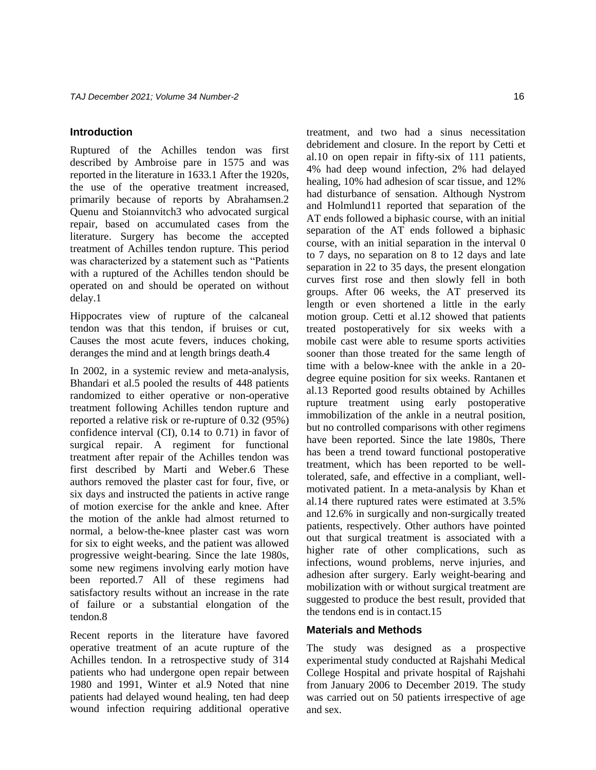## Introduction

Ruptured of the Achilles tendon was first described by Ambroise pare in 1575 and was reported in the literature in 1633.1 After the 1920s, the use of the operative treatment increased, primarily because of reports by Abrahamsen.2 Quenu and Stoiannvitch3 who advocated surgical repair, based on accumulated cases from the literature. Surgery has become the accepted treatment of Achilles tendon rupture. This period was characterized by a statement such as "Patients with a ruptured of the Achilles tendon should be operated on and should be operated on without delay.1

Hippocrates view of rupture of the calcaneal tendon was that this tendon, if bruises or cut, Causes the most acute fevers, induces choking, deranges the mind and at length brings death.4

In 2002, in a systemic review and meta-analysis, Bhandari et al.5 pooled the results of 448 patients randomized to either operative or non-operative treatment following Achilles tendon rupture and reported a relative risk or re-rupture of 0.32 (95%) confidence interval (CI), 0.14 to 0.71) in favor of surgical repair. A regiment for functional treatment after repair of the Achilles tendon was first described by Marti and Weber.6 These authors removed the plaster cast for four, five, or six days and instructed the patients in active range of motion exercise for the ankle and knee. After the motion of the ankle had almost returned to normal, a below-the-knee plaster cast was worn for six to eight weeks, and the patient was allowed progressive weight-bearing. Since the late 1980s, some new regimens involving early motion have been reported.7 All of these regimens had satisfactory results without an increase in the rate of failure or a substantial elongation of the tendon.8

Recent reports in the literature have favored operative treatment of an acute rupture of the Achilles tendon. In a retrospective study of 314 patients who had undergone open repair between 1980 and 1991, Winter et al.9 Noted that nine patients had delayed wound healing, ten had deep wound infection requiring additional operative treatment, and two had a sinus necessitation debridement and closure. In the report by Cetti et al.10 on open repair in fifty-six of 111 patients, 4% had deep wound infection, 2% had delayed healing, 10% had adhesion of scar tissue, and 12% had disturbance of sensation. Although Nystrom and Holmlund11 reported that separation of the AT ends followed a biphasic course, with an initial separation of the AT ends followed a biphasic course, with an initial separation in the interval 0 to 7 days, no separation on 8 to 12 days and late separation in 22 to 35 days, the present elongation curves first rose and then slowly fell in both groups. After 06 weeks, the AT preserved its length or even shortened a little in the early motion group. Cetti et al.12 showed that patients treated postoperatively for six weeks with a mobile cast were able to resume sports activities sooner than those treated for the same length of time with a below-knee with the ankle in a 20-degree equine position for six weeks. Rantanen et al.13 Reported good results obtained by Achilles rupture treatment using early postoperative immobilization of the ankle in a neutral position, but no controlled comparisons with other regimens have been reported. Since the late 1980s, There has been a trend toward functional postoperative treatment, which has been reported to be well-tolerated, safe, and effective in a compliant, well-motivated patient. In a meta-analysis by Khan et al.14 there ruptured rates were estimated at 3.5% and 12.6% in surgically and non-surgically treated patients, respectively. Other authors have pointed out that surgical treatment is associated with a higher rate of other complications, such as infections, wound problems, nerve injuries, and adhesion after surgery. Early weight-bearing and mobilization with or without surgical treatment are suggested to produce the best result, provided that the tendons end is in contact.15

## Materials and Methods

The study was designed as a prospective experimental study conducted at Rajshahi Medical College Hospital and private hospital of Rajshahi from January 2006 to December 2019. The study was carried out on 50 patients irrespective of age and sex.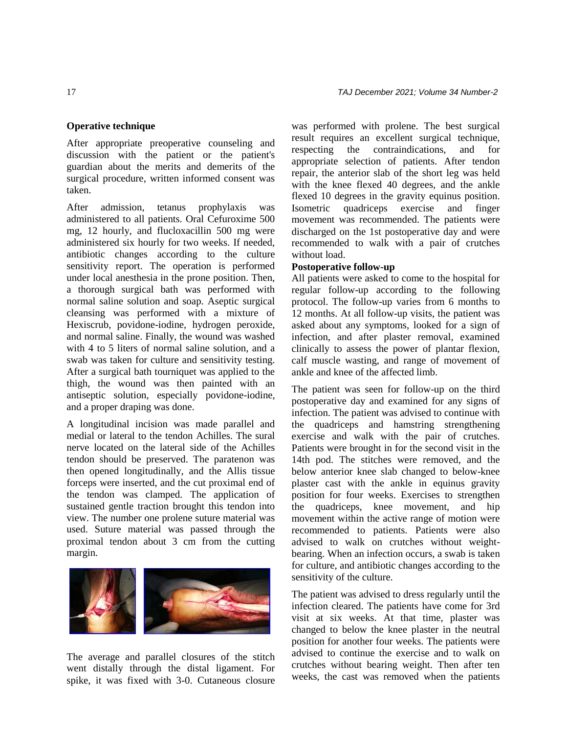**Operative technique**

After appropriate preoperative counseling and discussion with the patient or the patient's guardian about the merits and demerits of the surgical procedure, written informed consent was taken.

After admission, tetanus prophylaxis was administered to all patients. Oral Cefuroxime 500 mg, 12 hourly, and flucloxacillin 500 mg were administered six hourly for two weeks. If needed, antibiotic changes according to the culture sensitivity report. The operation is performed under local anesthesia in the prone position. Then, a thorough surgical bath was performed with normal saline solution and soap. Aseptic surgical cleansing was performed with a mixture of Hexiscrub, povidone-iodine, hydrogen peroxide, and normal saline. Finally, the wound was washed with 4 to 5 liters of normal saline solution, and a swab was taken for culture and sensitivity testing. After a surgical bath tourniquet was applied to the thigh, the wound was then painted with an antiseptic solution, especially povidone-iodine, and a proper draping was done.

A longitudinal incision was made parallel and medial or lateral to the tendon Achilles. The sural nerve located on the lateral side of the Achilles tendon should be preserved. The paratenon was then opened longitudinally, and the Allis tissue forceps were inserted, and the cut proximal end of the tendon was clamped. The application of sustained gentle traction brought this tendon into view. The number one prolene suture material was used. Suture material was passed through the proximal tendon about 3 cm from the cutting margin.

The average and parallel closures of the stitch went distally through the distal ligament. For spike, it was fixed with 3-0. Cutaneous closure was performed with prolene. The best surgical result requires an excellent surgical technique, respecting the contraindications, and for appropriate selection of patients. After tendon repair, the anterior slab of the short leg was held with the knee flexed 40 degrees, and the ankle flexed 10 degrees in the gravity equinus position. Isometric quadriceps exercise and finger movement was recommended. The patients were discharged on the 1st postoperative day and were recommended to walk with a pair of crutches without load.

**Postoperative follow-up**

All patients were asked to come to the hospital for regular follow-up according to the following protocol. The follow-up varies from 6 months to 12 months. At all follow-up visits, the patient was asked about any symptoms, looked for a sign of infection, and after plaster removal, examined clinically to assess the power of plantar flexion, calf muscle wasting, and range of movement of ankle and knee of the affected limb.

The patient was seen for follow-up on the third postoperative day and examined for any signs of infection. The patient was advised to continue with the quadriceps and hamstring strengthening exercise and walk with the pair of crutches. Patients were brought in for the second visit in the 14th pod. The stitches were removed, and the below anterior knee slab changed to below-knee plaster cast with the ankle in equinus gravity position for four weeks. Exercises to strengthen the quadriceps, knee movement, and hip movement within the active range of motion were recommended to patients. Patients were also advised to walk on crutches without weight-bearing. When an infection occurs, a swab is taken for culture, and antibiotic changes according to the sensitivity of the culture.

The patient was advised to dress regularly until the infection cleared. The patients have come for 3rd visit at six weeks. At that time, plaster was changed to below the knee plaster in the neutral position for another four weeks. The patients were advised to continue the exercise and to walk on crutches without bearing weight. Then after ten weeks, the cast was removed when the patients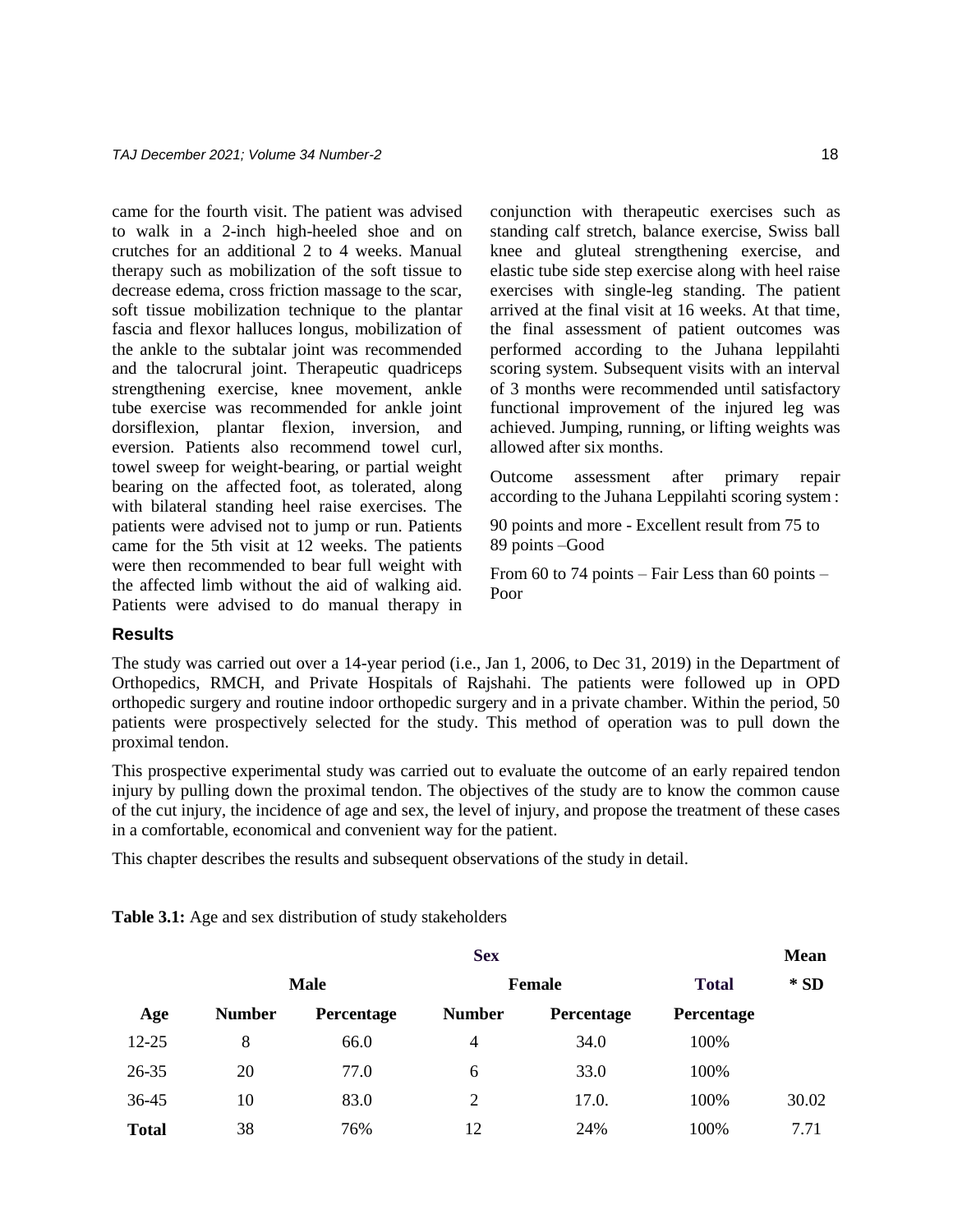came for the fourth visit. The patient was advised to walk in a 2-inch high-heeled shoe and on crutches for an additional 2 to 4 weeks. Manual therapy such as mobilization of the soft tissue to decrease edema, cross friction massage to the scar, soft tissue mobilization technique to the plantar fascia and flexor halluces longus, mobilization of the ankle to the subtalar joint was recommended and the talocrural joint. Therapeutic quadriceps strengthening exercise, knee movement, ankle tube exercise was recommended for ankle joint dorsiflexion, plantar flexion, inversion, and eversion. Patients also recommend towel curl, towel sweep for weight-bearing, or partial weight bearing on the affected foot, as tolerated, along with bilateral standing heel raise exercises. The patients were advised not to jump or run. Patients came for the 5th visit at 12 weeks. The patients were then recommended to bear full weight with the affected limb without the aid of walking aid. Patients were advised to do manual therapy in conjunction with therapeutic exercises such as standing calf stretch, balance exercise, Swiss ball knee and gluteal strengthening exercise, and elastic tube side step exercise along with heel raise exercises with single-leg standing. The patient arrived at the final visit at 16 weeks. At that time, the final assessment of patient outcomes was performed according to the Juhana leppilahti scoring system. Subsequent visits with an interval of 3 months were recommended until satisfactory functional improvement of the injured leg was achieved. Jumping, running, or lifting weights was allowed after six months.

Outcome assessment after primary repair according to the Juhana Leppilahti scoring system :

90 points and more - Excellent result from 75 to 89 points –Good

From 60 to 74 points – Fair Less than 60 points – Poor

## Results

The study was carried out over a 14-year period (i.e., Jan 1, 2006, to Dec 31, 2019) in the Department of Orthopedics, RMCH, and Private Hospitals of Rajshahi. The patients were followed up in OPD orthopedic surgery and routine indoor orthopedic surgery and in a private chamber. Within the period, 50 patients were prospectively selected for the study. This method of operation was to pull down the proximal tendon.

This prospective experimental study was carried out to evaluate the outcome of an early repaired tendon injury by pulling down the proximal tendon. The objectives of the study are to know the common cause of the cut injury, the incidence of age and sex, the level of injury, and propose the treatment of these cases in a comfortable, economical and convenient way for the patient.

This chapter describes the results and subsequent observations of the study in detail.

**Table 3.1:** Age and sex distribution of study stakeholders

| | Sex | | | | | Mean |
|---|---|---|---|---|---|---|
| | Male | | Female | | Total | * SD |
| **Age** | **Number** | **Percentage** | **Number** | **Percentage** | **Percentage** | |
| 12-25 | 8 | 66.0 | 4 | 34.0 | 100% | |
| 26-35 | 20 | 77.0 | 6 | 33.0 | 100% | |
| 36-45 | 10 | 83.0 | 2 | 17.0. | 100% | 30.02 |
| **Total** | 38 | 76% | 12 | 24% | 100% | 7.71 |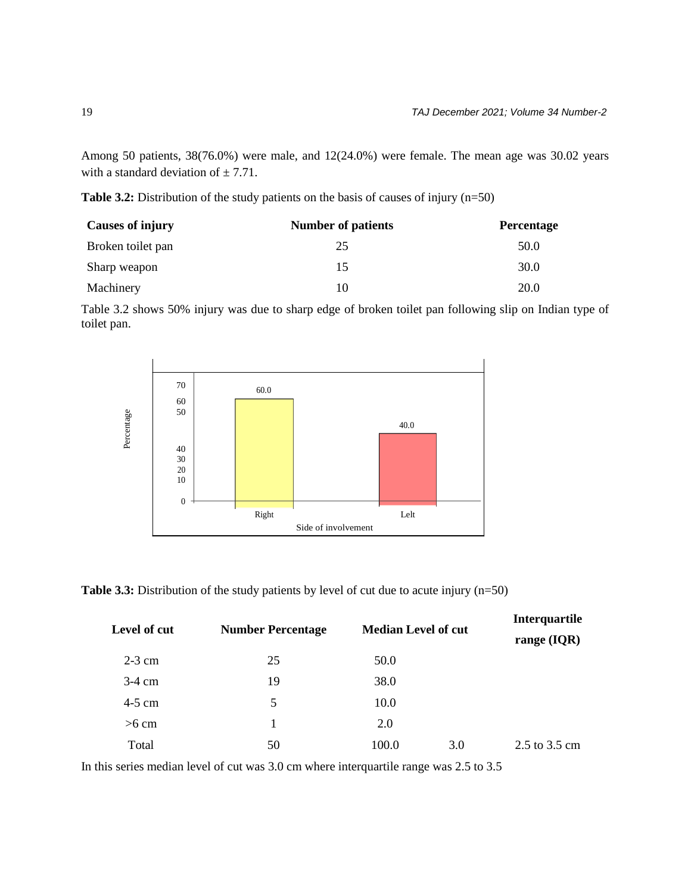Among 50 patients, 38(76.0%) were male, and 12(24.0%) were female. The mean age was 30.02 years with a standard deviation of ± 7.71.

**Table 3.2:** Distribution of the study patients on the basis of causes of injury (n=50)

| Causes of injury | Number of patients | Percentage |
|---|---|---|
| Broken toilet pan | 25 | 50.0 |
| Sharp weapon | 15 | 30.0 |
| Machinery | 10 | 20.0 |

Table 3.2 shows 50% injury was due to sharp edge of broken toilet pan following slip on Indian type of toilet pan.

**Table 3.3:** Distribution of the study patients by level of cut due to acute injury (n=50)

| Level of cut | Number | Percentage | Median Level of cut | Interquartile range (IQR) |
|---|---|---|---|---|
| 2-3 cm | 25 | 50.0 | | |
| 3-4 cm | 19 | 38.0 | | |
| 4-5 cm | 5 | 10.0 | | |
| >6 cm | 1 | 2.0 | | |
| Total | 50 | 100.0 | 3.0 | 2.5 to 3.5 cm |

In this series median level of cut was 3.0 cm where interquartile range was 2.5 to 3.5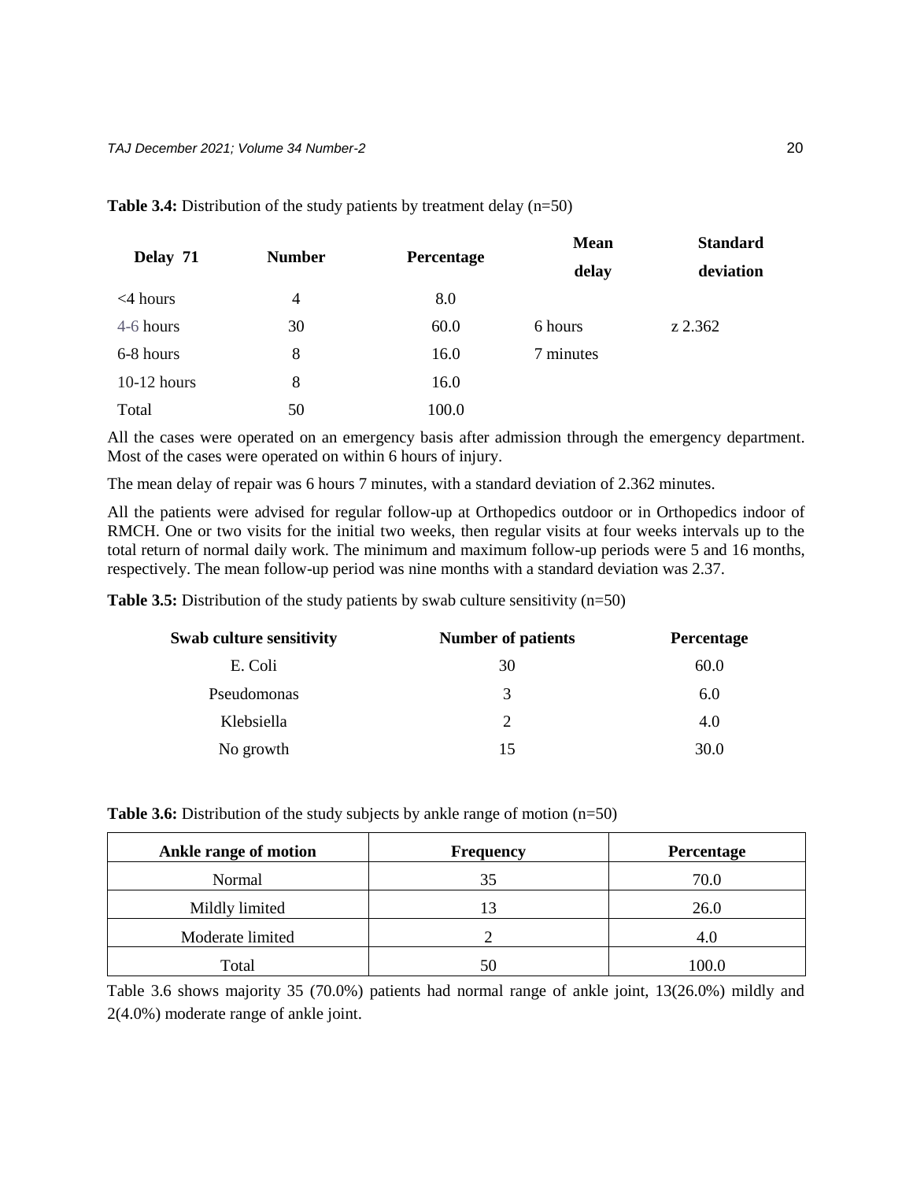**Table 3.4:** Distribution of the study patients by treatment delay (n=50)

| Delay 71 | Number | Percentage | Mean delay | Standard deviation |
|---|---|---|---|---|
| <4 hours | 4 | 8.0 | | |
| 4-6 hours | 30 | 60.0 | 6 hours | z 2.362 |
| 6-8 hours | 8 | 16.0 | 7 minutes | |
| 10-12 hours | 8 | 16.0 | | |
| Total | 50 | 100.0 | | |

All the cases were operated on an emergency basis after admission through the emergency department. Most of the cases were operated on within 6 hours of injury.

The mean delay of repair was 6 hours 7 minutes, with a standard deviation of 2.362 minutes.

All the patients were advised for regular follow-up at Orthopedics outdoor or in Orthopedics indoor of RMCH. One or two visits for the initial two weeks, then regular visits at four weeks intervals up to the total return of normal daily work. The minimum and maximum follow-up periods were 5 and 16 months, respectively. The mean follow-up period was nine months with a standard deviation was 2.37.

**Table 3.5:** Distribution of the study patients by swab culture sensitivity (n=50)

| Swab culture sensitivity | Number of patients | Percentage |
|---|---|---|
| E. Coli | 30 | 60.0 |
| Pseudomonas | 3 | 6.0 |
| Klebsiella | 2 | 4.0 |
| No growth | 15 | 30.0 |

**Table 3.6:** Distribution of the study subjects by ankle range of motion (n=50)

| Ankle range of motion | Frequency | Percentage |
|---|---|---|
| Normal | 35 | 70.0 |
| Mildly limited | 13 | 26.0 |
| Moderate limited | 2 | 4.0 |
| Total | 50 | 100.0 |

Table 3.6 shows majority 35 (70.0%) patients had normal range of ankle joint, 13(26.0%) mildly and 2(4.0%) moderate range of ankle joint.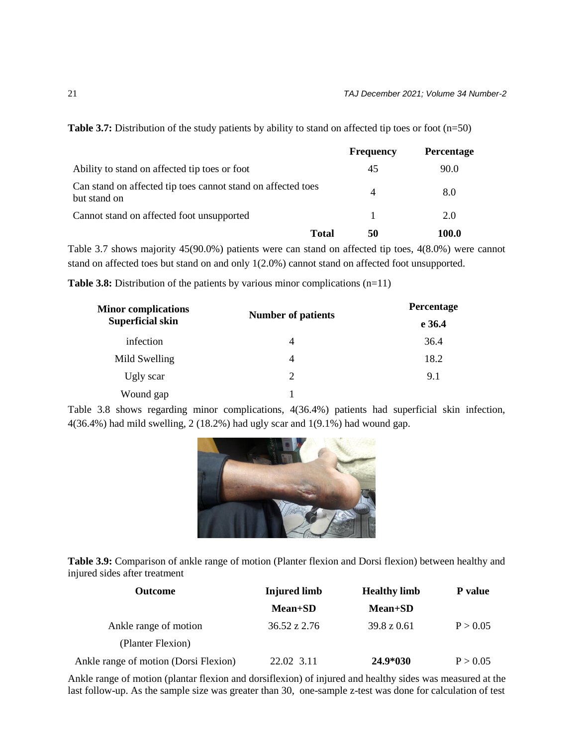**Table 3.7:** Distribution of the study patients by ability to stand on affected tip toes or foot (n=50)

| | Frequency | Percentage |
|---|---|---|
| Ability to stand on affected tip toes or foot | 45 | 90.0 |
| Can stand on affected tip toes cannot stand on affected toes but stand on | 4 | 8.0 |
| Cannot stand on affected foot unsupported | 1 | 2.0 |
| **Total** | **50** | **100.0** |

Table 3.7 shows majority 45(90.0%) patients were can stand on affected tip toes, 4(8.0%) were cannot stand on affected toes but stand on and only 1(2.0%) cannot stand on affected foot unsupported.

**Table 3.8:** Distribution of the patients by various minor complications (n=11)

| Minor complications Superficial skin | Number of patients | Percentage e 36.4 |
|---|---|---|
| infection | 4 | 36.4 |
| Mild Swelling | 4 | 18.2 |
| Ugly scar | 2 | 9.1 |
| Wound gap | 1 | |

Table 3.8 shows regarding minor complications, 4(36.4%) patients had superficial skin infection, 4(36.4%) had mild swelling, 2 (18.2%) had ugly scar and 1(9.1%) had wound gap.

**Table 3.9:** Comparison of ankle range of motion (Planter flexion and Dorsi flexion) between healthy and injured sides after treatment

| Outcome | Injured limb | Healthy limb | P value |
|---|---|---|---|
| | Mean+SD | Mean+SD | |
| Ankle range of motion (Planter Flexion) | 36.52 z 2.76 | 39.8 z 0.61 | P > 0.05 |
| Ankle range of motion (Dorsi Flexion) | 22.02 3.11 | **24.9*030** | P > 0.05 |

Ankle range of motion (plantar flexion and dorsiflexion) of injured and healthy sides was measured at the last follow-up. As the sample size was greater than 30, one-sample z-test was done for calculation of test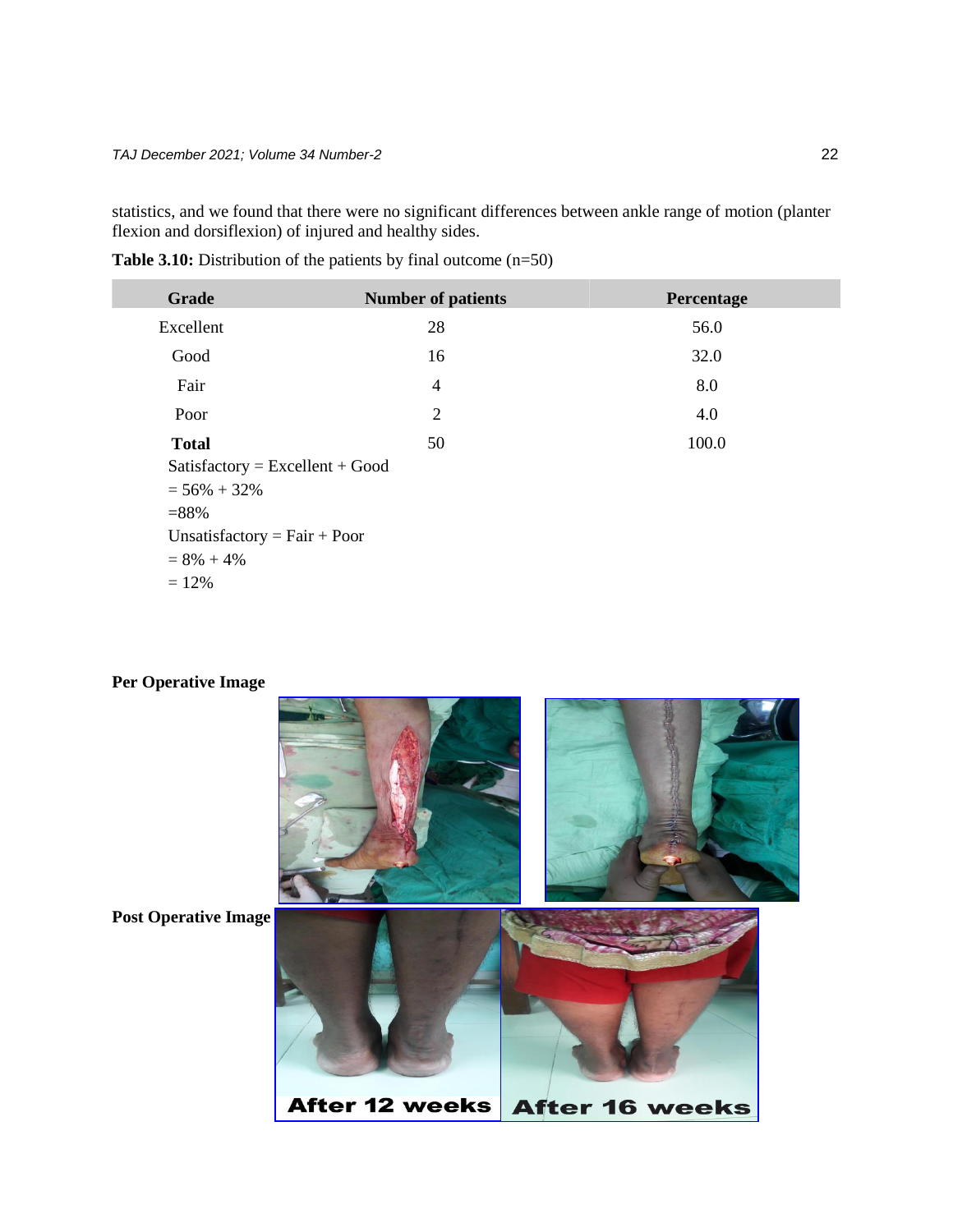statistics, and we found that there were no significant differences between ankle range of motion (planter flexion and dorsiflexion) of injured and healthy sides.

**Table 3.10:** Distribution of the patients by final outcome (n=50)

| Grade | Number of patients | Percentage |
|---|---|---|
| Excellent | 28 | 56.0 |
| Good | 16 | 32.0 |
| Fair | 4 | 8.0 |
| Poor | 2 | 4.0 |
| **Total** | 50 | 100.0 |

Satisfactory = Excellent + Good
= 56% + 32%
=88%
Unsatisfactory = Fair + Poor
= 8% + 4%
= 12%

**Per Operative Image**

**Post Operative Image**

After 12 weeks | After 16 weeks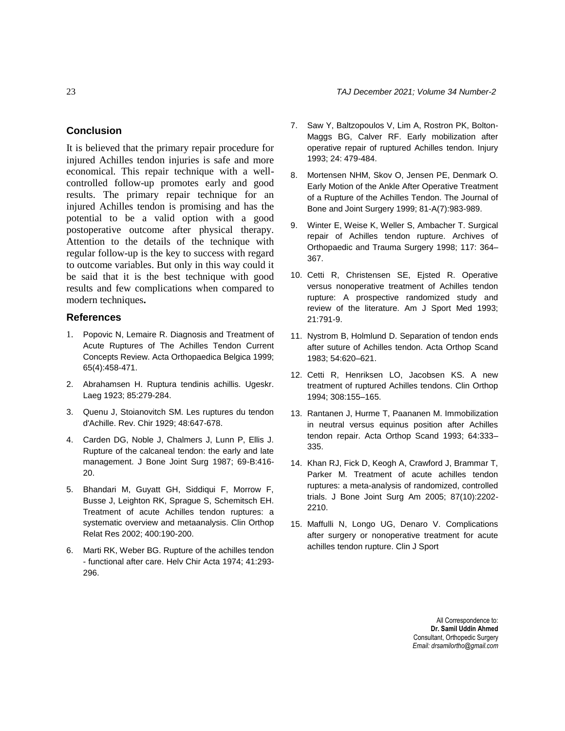## Conclusion

It is believed that the primary repair procedure for injured Achilles tendon injuries is safe and more economical. This repair technique with a well-controlled follow-up promotes early and good results. The primary repair technique for an injured Achilles tendon is promising and has the potential to be a valid option with a good postoperative outcome after physical therapy. Attention to the details of the technique with regular follow-up is the key to success with regard to outcome variables. But only in this way could it be said that it is the best technique with good results and few complications when compared to modern techniques**.**

## References

1. Popovic N, Lemaire R. Diagnosis and Treatment of Acute Ruptures of The Achilles Tendon Current Concepts Review. Acta Orthopaedica Belgica 1999; 65(4):458-471.
2. Abrahamsen H. Ruptura tendinis achillis. Ugeskr. Laeg 1923; 85:279-284.
3. Quenu J, Stoianovitch SM. Les ruptures du tendon d'Achille. Rev. Chir 1929; 48:647-678.
4. Carden DG, Noble J, Chalmers J, Lunn P, Ellis J. Rupture of the calcaneal tendon: the early and late management. J Bone Joint Surg 1987; 69-B:416-20.
5. Bhandari M, Guyatt GH, Siddiqui F, Morrow F, Busse J, Leighton RK, Sprague S, Schemitsch EH. Treatment of acute Achilles tendon ruptures: a systematic overview and metaanalysis. Clin Orthop Relat Res 2002; 400:190-200.
6. Marti RK, Weber BG. Rupture of the achilles tendon - functional after care. Helv Chir Acta 1974; 41:293-296.
7. Saw Y, Baltzopoulos V, Lim A, Rostron PK, Bolton-Maggs BG, Calver RF. Early mobilization after operative repair of ruptured Achilles tendon. Injury 1993; 24: 479-484.
8. Mortensen NHM, Skov O, Jensen PE, Denmark O. Early Motion of the Ankle After Operative Treatment of a Rupture of the Achilles Tendon. The Journal of Bone and Joint Surgery 1999; 81-A(7):983-989.
9. Winter E, Weise K, Weller S, Ambacher T. Surgical repair of Achilles tendon rupture. Archives of Orthopaedic and Trauma Surgery 1998; 117: 364–367.
10. Cetti R, Christensen SE, Ejsted R. Operative versus nonoperative treatment of Achilles tendon rupture: A prospective randomized study and review of the literature. Am J Sport Med 1993; 21:791-9.
11. Nystrom B, Holmlund D. Separation of tendon ends after suture of Achilles tendon. Acta Orthop Scand 1983; 54:620–621.
12. Cetti R, Henriksen LO, Jacobsen KS. A new treatment of ruptured Achilles tendons. Clin Orthop 1994; 308:155–165.
13. Rantanen J, Hurme T, Paananen M. Immobilization in neutral versus equinus position after Achilles tendon repair. Acta Orthop Scand 1993; 64:333–335.
14. Khan RJ, Fick D, Keogh A, Crawford J, Brammar T, Parker M. Treatment of acute achilles tendon ruptures: a meta-analysis of randomized, controlled trials. J Bone Joint Surg Am 2005; 87(10):2202-2210.
15. Maffulli N, Longo UG, Denaro V. Complications after surgery or nonoperative treatment for acute achilles tendon rupture. Clin J Sport

All Correspondence to:
**Dr. Samil Uddin Ahmed**
Consultant, Orthopedic Surgery
*Email: drsamilortho@gmail.com*